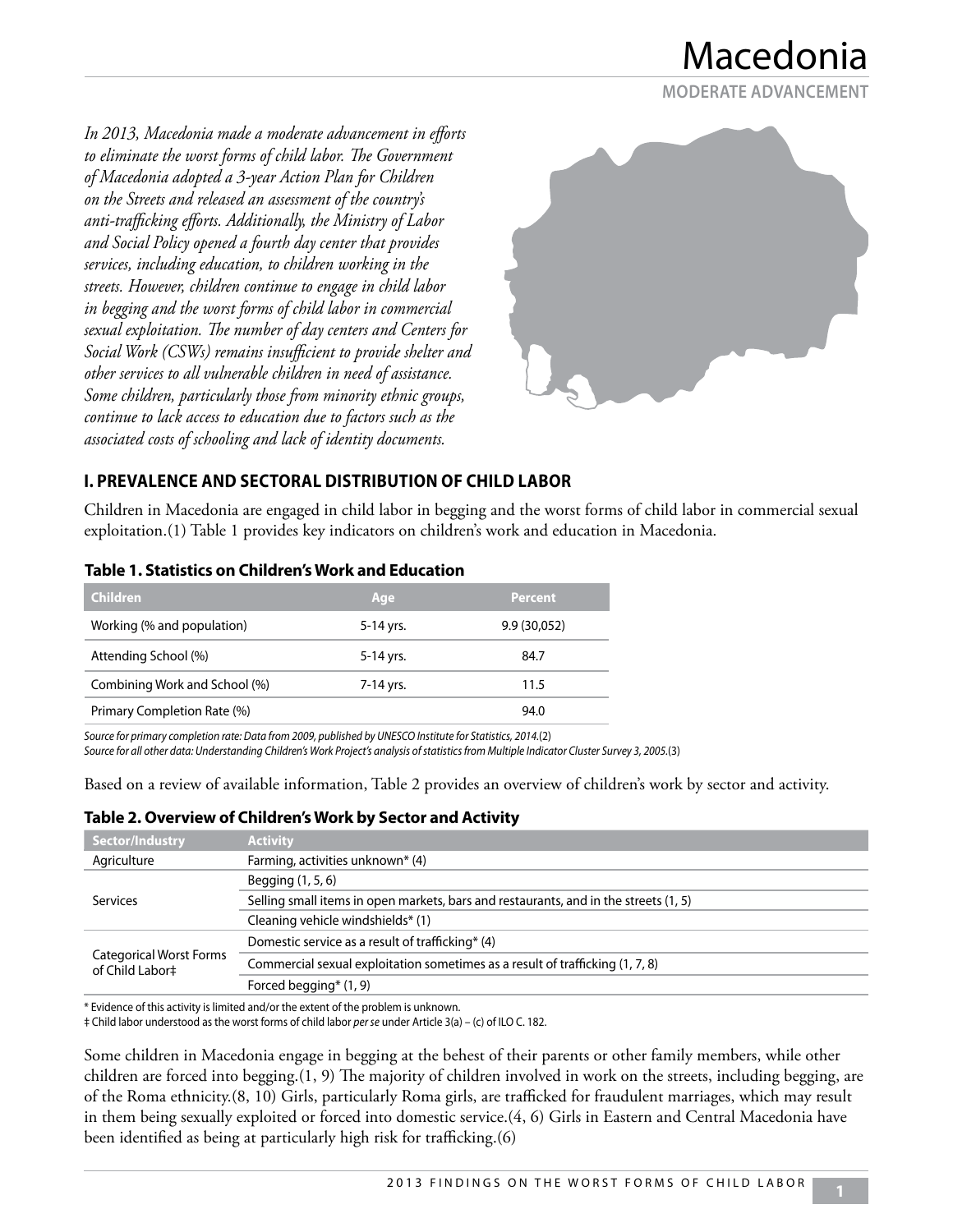# Macedonia

**MODERATE ADVANCEMENT**

*In 2013, Macedonia made a moderate advancement in efforts to eliminate the worst forms of child labor. The Government of Macedonia adopted a 3-year Action Plan for Children on the Streets and released an assessment of the country's anti-trafficking efforts. Additionally, the Ministry of Labor and Social Policy opened a fourth day center that provides services, including education, to children working in the streets. However, children continue to engage in child labor in begging and the worst forms of child labor in commercial sexual exploitation. The number of day centers and Centers for Social Work (CSWs) remains insufficient to provide shelter and other services to all vulnerable children in need of assistance. Some children, particularly those from minority ethnic groups, continue to lack access to education due to factors such as the associated costs of schooling and lack of identity documents.*

## I. PREVALENCE AND SECTORAL DISTRIBUTION OF CHILD LABOR

Children in Macedonia are engaged in child labor in begging and the worst forms of child labor in commercial sexual exploitation.(1) Table 1 provides key indicators on children's work and education in Macedonia.

**Table 1. Statistics on Children's Work and Education**

| Children | Age | Percent |
|---|---|---|
| Working (% and population) | 5-14 yrs. | 9.9 (30,052) |
| Attending School (%) | 5-14 yrs. | 84.7 |
| Combining Work and School (%) | 7-14 yrs. | 11.5 |
| Primary Completion Rate (%) | | 94.0 |

*Source for primary completion rate: Data from 2009, published by UNESCO Institute for Statistics, 2014.*(2)
*Source for all other data: Understanding Children's Work Project's analysis of statistics from Multiple Indicator Cluster Survey 3, 2005.*(3)

Based on a review of available information, Table 2 provides an overview of children's work by sector and activity.

**Table 2. Overview of Children's Work by Sector and Activity**

| Sector/Industry | Activity |
|---|---|
| Agriculture | Farming, activities unknown* (4) |
| Services | Begging (1, 5, 6) |
| | Selling small items in open markets, bars and restaurants, and in the streets (1, 5) |
| | Cleaning vehicle windshields* (1) |
| Categorical Worst Forms of Child Labor‡ | Domestic service as a result of trafficking* (4) |
| | Commercial sexual exploitation sometimes as a result of trafficking (1, 7, 8) |
| | Forced begging* (1, 9) |

\* Evidence of this activity is limited and/or the extent of the problem is unknown.
‡ Child labor understood as the worst forms of child labor *per se* under Article 3(a) – (c) of ILO C. 182.

Some children in Macedonia engage in begging at the behest of their parents or other family members, while other children are forced into begging.(1, 9) The majority of children involved in work on the streets, including begging, are of the Roma ethnicity.(8, 10) Girls, particularly Roma girls, are trafficked for fraudulent marriages, which may result in them being sexually exploited or forced into domestic service.(4, 6) Girls in Eastern and Central Macedonia have been identified as being at particularly high risk for trafficking.(6)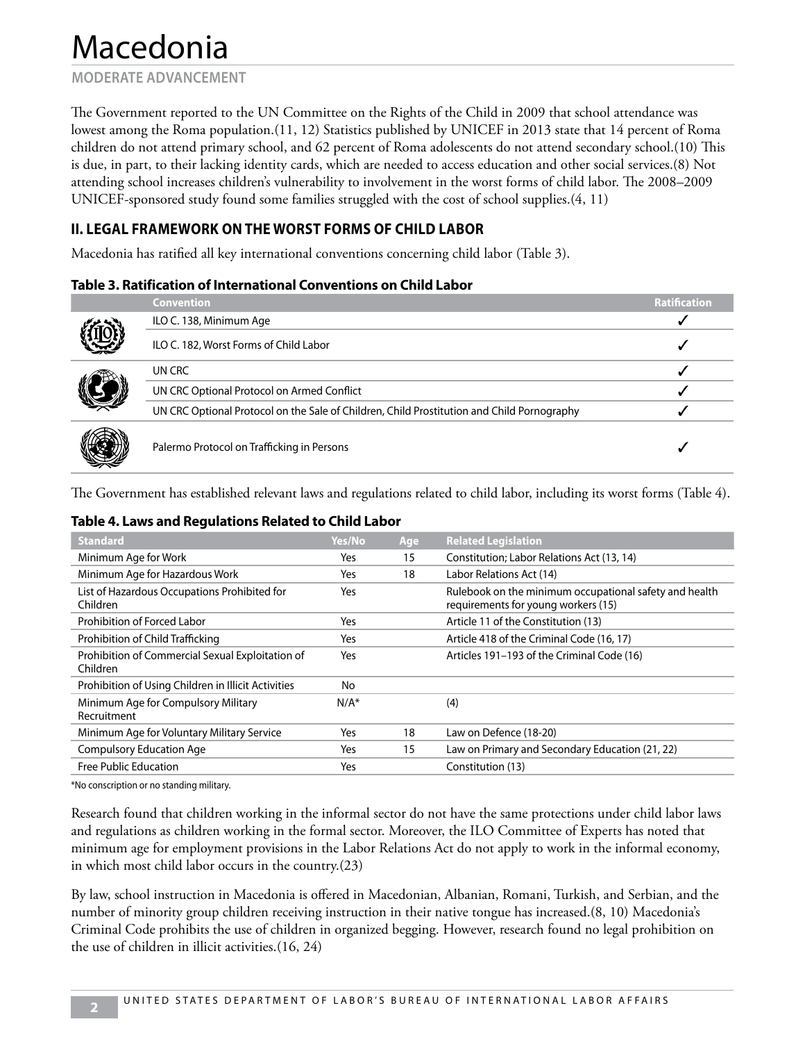# Macedonia

**MODERATE ADVANCEMENT**

The Government reported to the UN Committee on the Rights of the Child in 2009 that school attendance was lowest among the Roma population.(11, 12) Statistics published by UNICEF in 2013 state that 14 percent of Roma children do not attend primary school, and 62 percent of Roma adolescents do not attend secondary school.(10) This is due, in part, to their lacking identity cards, which are needed to access education and other social services.(8) Not attending school increases children's vulnerability to involvement in the worst forms of child labor. The 2008–2009 UNICEF-sponsored study found some families struggled with the cost of school supplies.(4, 11)

## II. LEGAL FRAMEWORK ON THE WORST FORMS OF CHILD LABOR

Macedonia has ratified all key international conventions concerning child labor (Table 3).

**Table 3. Ratification of International Conventions on Child Labor**

| Convention | Ratification |
|---|---|
| ILO C. 138, Minimum Age | ✓ |
| ILO C. 182, Worst Forms of Child Labor | ✓ |
| UN CRC | ✓ |
| UN CRC Optional Protocol on Armed Conflict | ✓ |
| UN CRC Optional Protocol on the Sale of Children, Child Prostitution and Child Pornography | ✓ |
| Palermo Protocol on Trafficking in Persons | ✓ |

The Government has established relevant laws and regulations related to child labor, including its worst forms (Table 4).

**Table 4. Laws and Regulations Related to Child Labor**

| Standard | Yes/No | Age | Related Legislation |
|---|---|---|---|
| Minimum Age for Work | Yes | 15 | Constitution; Labor Relations Act (13, 14) |
| Minimum Age for Hazardous Work | Yes | 18 | Labor Relations Act (14) |
| List of Hazardous Occupations Prohibited for Children | Yes | | Rulebook on the minimum occupational safety and health requirements for young workers (15) |
| Prohibition of Forced Labor | Yes | | Article 11 of the Constitution (13) |
| Prohibition of Child Trafficking | Yes | | Article 418 of the Criminal Code (16, 17) |
| Prohibition of Commercial Sexual Exploitation of Children | Yes | | Articles 191–193 of the Criminal Code (16) |
| Prohibition of Using Children in Illicit Activities | No | | |
| Minimum Age for Compulsory Military Recruitment | N/A* | | (4) |
| Minimum Age for Voluntary Military Service | Yes | 18 | Law on Defence (18-20) |
| Compulsory Education Age | Yes | 15 | Law on Primary and Secondary Education (21, 22) |
| Free Public Education | Yes | | Constitution (13) |

*No conscription or no standing military.

Research found that children working in the informal sector do not have the same protections under child labor laws and regulations as children working in the formal sector. Moreover, the ILO Committee of Experts has noted that minimum age for employment provisions in the Labor Relations Act do not apply to work in the informal economy, in which most child labor occurs in the country.(23)

By law, school instruction in Macedonia is offered in Macedonian, Albanian, Romani, Turkish, and Serbian, and the number of minority group children receiving instruction in their native tongue has increased.(8, 10) Macedonia's Criminal Code prohibits the use of children in organized begging. However, research found no legal prohibition on the use of children in illicit activities.(16, 24)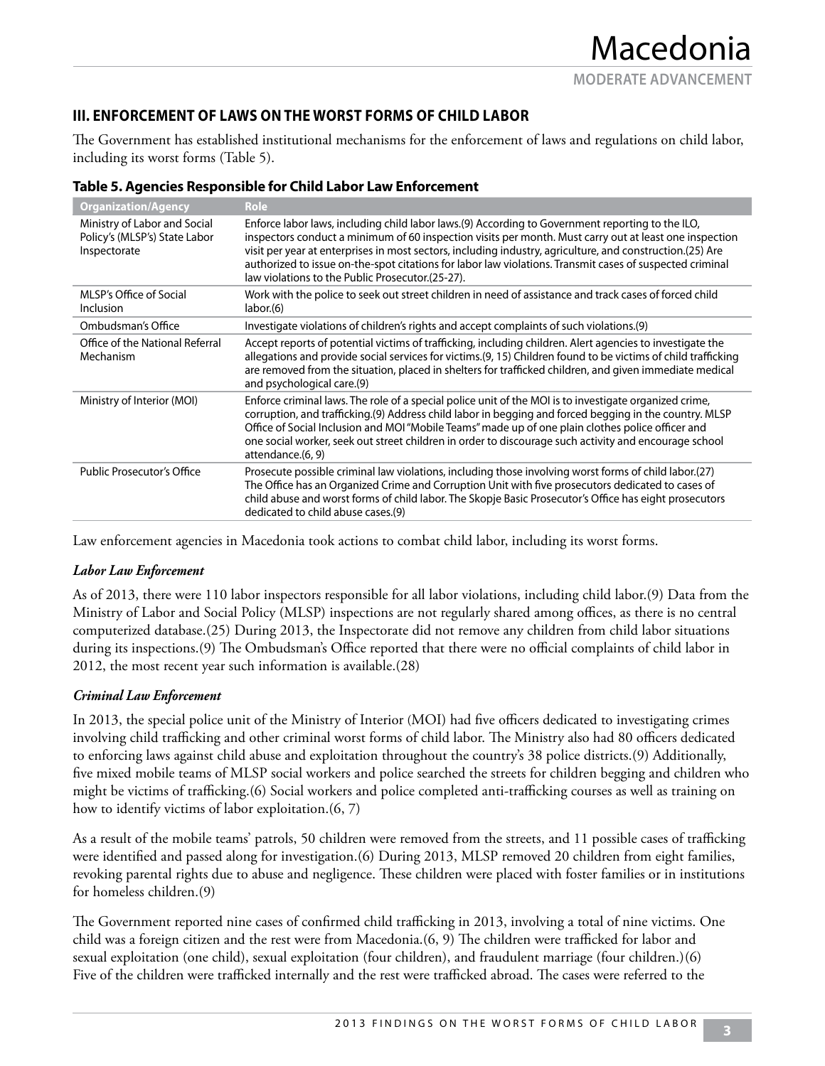## III. ENFORCEMENT OF LAWS ON THE WORST FORMS OF CHILD LABOR

The Government has established institutional mechanisms for the enforcement of laws and regulations on child labor, including its worst forms (Table 5).

**Table 5. Agencies Responsible for Child Labor Law Enforcement**

| Organization/Agency | Role |
|---|---|
| Ministry of Labor and Social Policy's (MLSP's) State Labor Inspectorate | Enforce labor laws, including child labor laws.(9) According to Government reporting to the ILO, inspectors conduct a minimum of 60 inspection visits per month. Must carry out at least one inspection visit per year at enterprises in most sectors, including industry, agriculture, and construction.(25) Are authorized to issue on-the-spot citations for labor law violations. Transmit cases of suspected criminal law violations to the Public Prosecutor.(25-27). |
| MLSP's Office of Social Inclusion | Work with the police to seek out street children in need of assistance and track cases of forced child labor.(6) |
| Ombudsman's Office | Investigate violations of children's rights and accept complaints of such violations.(9) |
| Office of the National Referral Mechanism | Accept reports of potential victims of trafficking, including children. Alert agencies to investigate the allegations and provide social services for victims.(9, 15) Children found to be victims of child trafficking are removed from the situation, placed in shelters for trafficked children, and given immediate medical and psychological care.(9) |
| Ministry of Interior (MOI) | Enforce criminal laws. The role of a special police unit of the MOI is to investigate organized crime, corruption, and trafficking.(9) Address child labor in begging and forced begging in the country. MLSP Office of Social Inclusion and MOI "Mobile Teams" made up of one plain clothes police officer and one social worker, seek out street children in order to discourage such activity and encourage school attendance.(6, 9) |
| Public Prosecutor's Office | Prosecute possible criminal law violations, including those involving worst forms of child labor.(27) The Office has an Organized Crime and Corruption Unit with five prosecutors dedicated to cases of child abuse and worst forms of child labor. The Skopje Basic Prosecutor's Office has eight prosecutors dedicated to child abuse cases.(9) |

Law enforcement agencies in Macedonia took actions to combat child labor, including its worst forms.

### *Labor Law Enforcement*

As of 2013, there were 110 labor inspectors responsible for all labor violations, including child labor.(9) Data from the Ministry of Labor and Social Policy (MLSP) inspections are not regularly shared among offices, as there is no central computerized database.(25) During 2013, the Inspectorate did not remove any children from child labor situations during its inspections.(9) The Ombudsman's Office reported that there were no official complaints of child labor in 2012, the most recent year such information is available.(28)

### *Criminal Law Enforcement*

In 2013, the special police unit of the Ministry of Interior (MOI) had five officers dedicated to investigating crimes involving child trafficking and other criminal worst forms of child labor. The Ministry also had 80 officers dedicated to enforcing laws against child abuse and exploitation throughout the country's 38 police districts.(9) Additionally, five mixed mobile teams of MLSP social workers and police searched the streets for children begging and children who might be victims of trafficking.(6) Social workers and police completed anti-trafficking courses as well as training on how to identify victims of labor exploitation.(6, 7)

As a result of the mobile teams' patrols, 50 children were removed from the streets, and 11 possible cases of trafficking were identified and passed along for investigation.(6) During 2013, MLSP removed 20 children from eight families, revoking parental rights due to abuse and negligence. These children were placed with foster families or in institutions for homeless children.(9)

The Government reported nine cases of confirmed child trafficking in 2013, involving a total of nine victims. One child was a foreign citizen and the rest were from Macedonia.(6, 9) The children were trafficked for labor and sexual exploitation (one child), sexual exploitation (four children), and fraudulent marriage (four children.)(6) Five of the children were trafficked internally and the rest were trafficked abroad. The cases were referred to the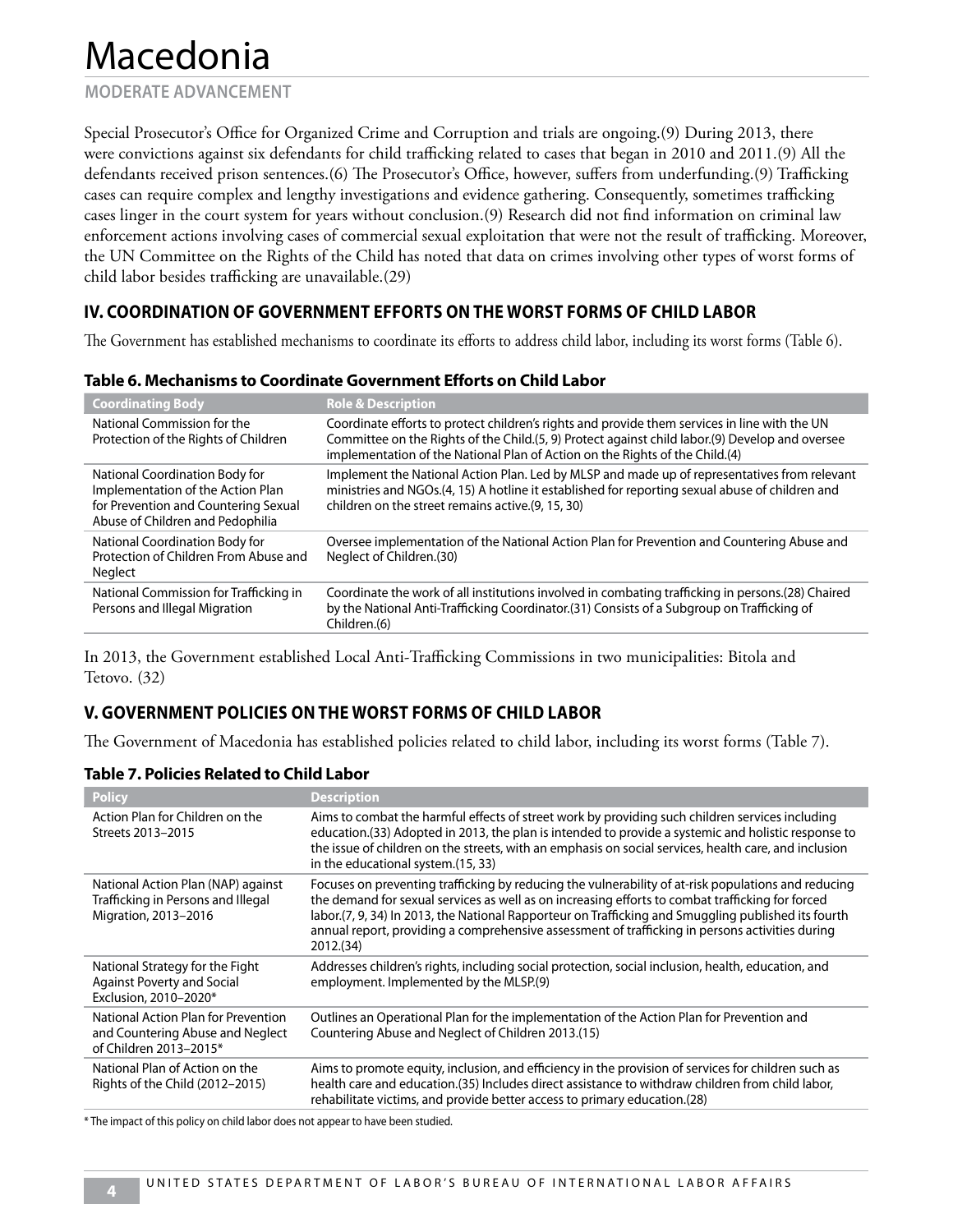Special Prosecutor's Office for Organized Crime and Corruption and trials are ongoing.(9) During 2013, there were convictions against six defendants for child trafficking related to cases that began in 2010 and 2011.(9) All the defendants received prison sentences.(6) The Prosecutor's Office, however, suffers from underfunding.(9) Trafficking cases can require complex and lengthy investigations and evidence gathering. Consequently, sometimes trafficking cases linger in the court system for years without conclusion.(9) Research did not find information on criminal law enforcement actions involving cases of commercial sexual exploitation that were not the result of trafficking. Moreover, the UN Committee on the Rights of the Child has noted that data on crimes involving other types of worst forms of child labor besides trafficking are unavailable.(29)

## IV. COORDINATION OF GOVERNMENT EFFORTS ON THE WORST FORMS OF CHILD LABOR

The Government has established mechanisms to coordinate its efforts to address child labor, including its worst forms (Table 6).

**Table 6. Mechanisms to Coordinate Government Efforts on Child Labor**

| Coordinating Body | Role & Description |
|---|---|
| National Commission for the Protection of the Rights of Children | Coordinate efforts to protect children's rights and provide them services in line with the UN Committee on the Rights of the Child.(5, 9) Protect against child labor.(9) Develop and oversee implementation of the National Plan of Action on the Rights of the Child.(4) |
| National Coordination Body for Implementation of the Action Plan for Prevention and Countering Sexual Abuse of Children and Pedophilia | Implement the National Action Plan. Led by MLSP and made up of representatives from relevant ministries and NGOs.(4, 15) A hotline it established for reporting sexual abuse of children and children on the street remains active.(9, 15, 30) |
| National Coordination Body for Protection of Children From Abuse and Neglect | Oversee implementation of the National Action Plan for Prevention and Countering Abuse and Neglect of Children.(30) |
| National Commission for Trafficking in Persons and Illegal Migration | Coordinate the work of all institutions involved in combating trafficking in persons.(28) Chaired by the National Anti-Trafficking Coordinator.(31) Consists of a Subgroup on Trafficking of Children.(6) |

In 2013, the Government established Local Anti-Trafficking Commissions in two municipalities: Bitola and Tetovo. (32)

## V. GOVERNMENT POLICIES ON THE WORST FORMS OF CHILD LABOR

The Government of Macedonia has established policies related to child labor, including its worst forms (Table 7).

**Table 7. Policies Related to Child Labor**

| Policy | Description |
|---|---|
| Action Plan for Children on the Streets 2013–2015 | Aims to combat the harmful effects of street work by providing such children services including education.(33) Adopted in 2013, the plan is intended to provide a systemic and holistic response to the issue of children on the streets, with an emphasis on social services, health care, and inclusion in the educational system.(15, 33) |
| National Action Plan (NAP) against Trafficking in Persons and Illegal Migration, 2013–2016 | Focuses on preventing trafficking by reducing the vulnerability of at-risk populations and reducing the demand for sexual services as well as on increasing efforts to combat trafficking for forced labor.(7, 9, 34) In 2013, the National Rapporteur on Trafficking and Smuggling published its fourth annual report, providing a comprehensive assessment of trafficking in persons activities during 2012.(34) |
| National Strategy for the Fight Against Poverty and Social Exclusion, 2010–2020* | Addresses children's rights, including social protection, social inclusion, health, education, and employment. Implemented by the MLSP.(9) |
| National Action Plan for Prevention and Countering Abuse and Neglect of Children 2013–2015* | Outlines an Operational Plan for the implementation of the Action Plan for Prevention and Countering Abuse and Neglect of Children 2013.(15) |
| National Plan of Action on the Rights of the Child (2012–2015) | Aims to promote equity, inclusion, and efficiency in the provision of services for children such as health care and education.(35) Includes direct assistance to withdraw children from child labor, rehabilitate victims, and provide better access to primary education.(28) |

\* The impact of this policy on child labor does not appear to have been studied.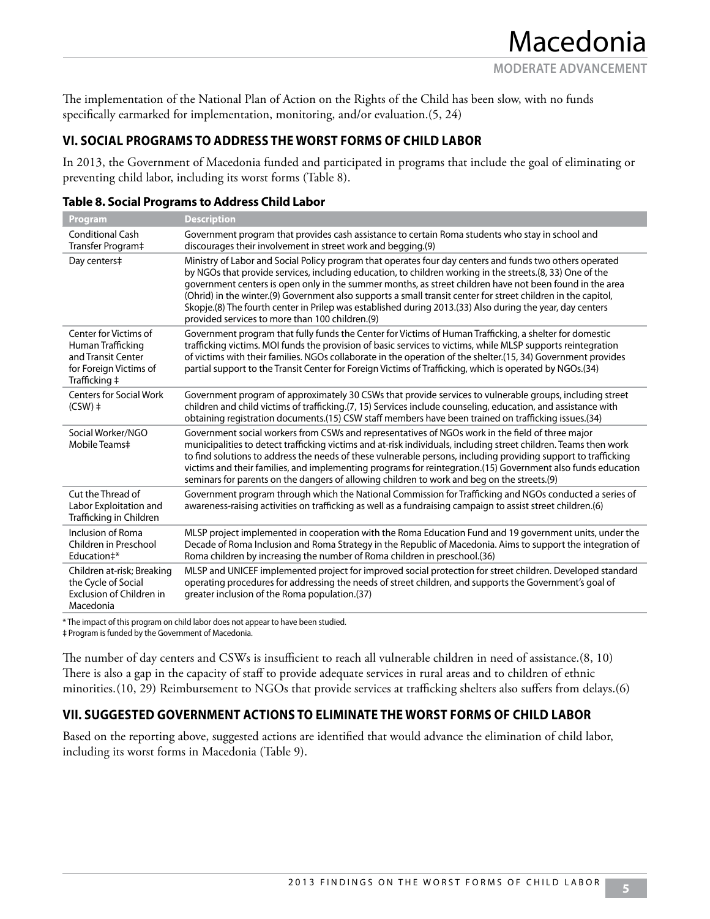The implementation of the National Plan of Action on the Rights of the Child has been slow, with no funds specifically earmarked for implementation, monitoring, and/or evaluation.(5, 24)

## VI. SOCIAL PROGRAMS TO ADDRESS THE WORST FORMS OF CHILD LABOR

In 2013, the Government of Macedonia funded and participated in programs that include the goal of eliminating or preventing child labor, including its worst forms (Table 8).

**Table 8. Social Programs to Address Child Labor**

| Program | Description |
|---|---|
| Conditional Cash Transfer Program‡ | Government program that provides cash assistance to certain Roma students who stay in school and discourages their involvement in street work and begging.(9) |
| Day centers‡ | Ministry of Labor and Social Policy program that operates four day centers and funds two others operated by NGOs that provide services, including education, to children working in the streets.(8, 33) One of the government centers is open only in the summer months, as street children have not been found in the area (Ohrid) in the winter.(9) Government also supports a small transit center for street children in the capitol, Skopje.(8) The fourth center in Prilep was established during 2013.(33) Also during the year, day centers provided services to more than 100 children.(9) |
| Center for Victims of Human Trafficking and Transit Center for Foreign Victims of Trafficking ‡ | Government program that fully funds the Center for Victims of Human Trafficking, a shelter for domestic trafficking victims. MOI funds the provision of basic services to victims, while MLSP supports reintegration of victims with their families. NGOs collaborate in the operation of the shelter.(15, 34) Government provides partial support to the Transit Center for Foreign Victims of Trafficking, which is operated by NGOs.(34) |
| Centers for Social Work (CSW) ‡ | Government program of approximately 30 CSWs that provide services to vulnerable groups, including street children and child victims of trafficking.(7, 15) Services include counseling, education, and assistance with obtaining registration documents.(15) CSW staff members have been trained on trafficking issues.(34) |
| Social Worker/NGO Mobile Teams‡ | Government social workers from CSWs and representatives of NGOs work in the field of three major municipalities to detect trafficking victims and at-risk individuals, including street children. Teams then work to find solutions to address the needs of these vulnerable persons, including providing support to trafficking victims and their families, and implementing programs for reintegration.(15) Government also funds education seminars for parents on the dangers of allowing children to work and beg on the streets.(9) |
| Cut the Thread of Labor Exploitation and Trafficking in Children | Government program through which the National Commission for Trafficking and NGOs conducted a series of awareness-raising activities on trafficking as well as a fundraising campaign to assist street children.(6) |
| Inclusion of Roma Children in Preschool Education‡* | MLSP project implemented in cooperation with the Roma Education Fund and 19 government units, under the Decade of Roma Inclusion and Roma Strategy in the Republic of Macedonia. Aims to support the integration of Roma children by increasing the number of Roma children in preschool.(36) |
| Children at-risk; Breaking the Cycle of Social Exclusion of Children in Macedonia | MLSP and UNICEF implemented project for improved social protection for street children. Developed standard operating procedures for addressing the needs of street children, and supports the Government's goal of greater inclusion of the Roma population.(37) |

* The impact of this program on child labor does not appear to have been studied.
‡ Program is funded by the Government of Macedonia.

The number of day centers and CSWs is insufficient to reach all vulnerable children in need of assistance.(8, 10) There is also a gap in the capacity of staff to provide adequate services in rural areas and to children of ethnic minorities.(10, 29) Reimbursement to NGOs that provide services at trafficking shelters also suffers from delays.(6)

## VII. SUGGESTED GOVERNMENT ACTIONS TO ELIMINATE THE WORST FORMS OF CHILD LABOR

Based on the reporting above, suggested actions are identified that would advance the elimination of child labor, including its worst forms in Macedonia (Table 9).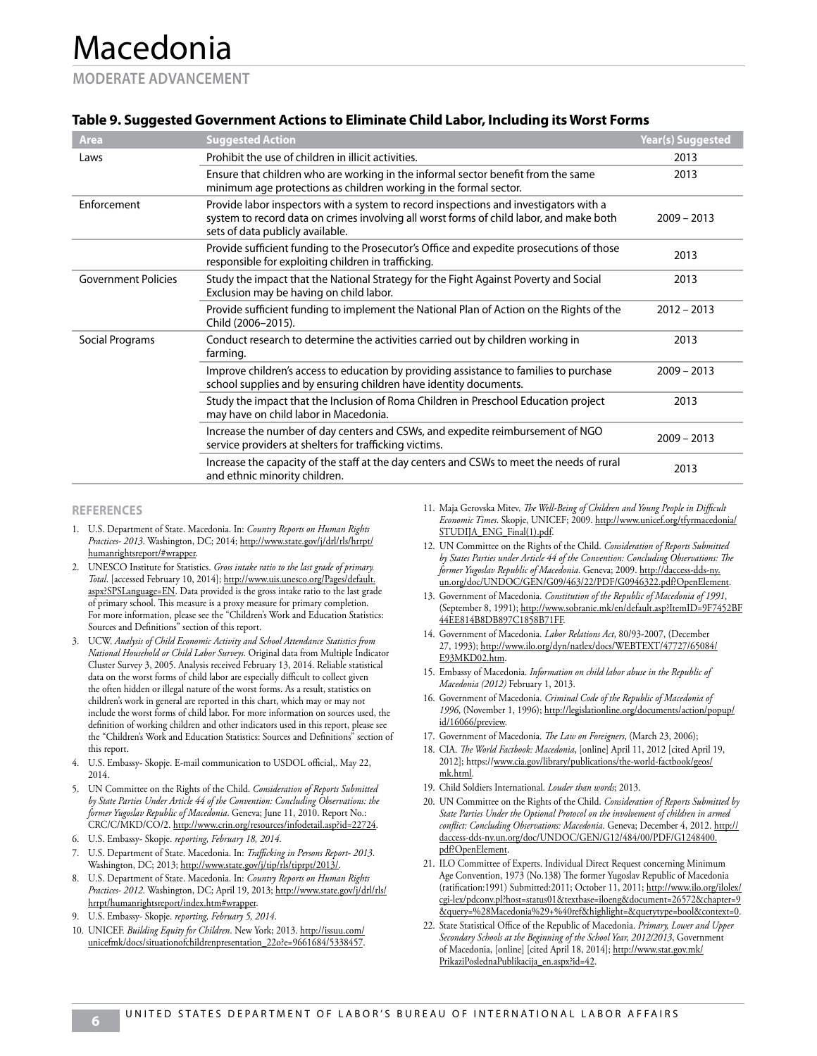# Macedonia

**MODERATE ADVANCEMENT**

### Table 9. Suggested Government Actions to Eliminate Child Labor, Including its Worst Forms

| Area | Suggested Action | Year(s) Suggested |
|---|---|---|
| Laws | Prohibit the use of children in illicit activities. | 2013 |
| | Ensure that children who are working in the informal sector benefit from the same minimum age protections as children working in the formal sector. | 2013 |
| Enforcement | Provide labor inspectors with a system to record inspections and investigators with a system to record data on crimes involving all worst forms of child labor, and make both sets of data publicly available. | 2009 – 2013 |
| | Provide sufficient funding to the Prosecutor's Office and expedite prosecutions of those responsible for exploiting children in trafficking. | 2013 |
| Government Policies | Study the impact that the National Strategy for the Fight Against Poverty and Social Exclusion may be having on child labor. | 2013 |
| | Provide sufficient funding to implement the National Plan of Action on the Rights of the Child (2006–2015). | 2012 – 2013 |
| Social Programs | Conduct research to determine the activities carried out by children working in farming. | 2013 |
| | Improve children's access to education by providing assistance to families to purchase school supplies and by ensuring children have identity documents. | 2009 – 2013 |
| | Study the impact that the Inclusion of Roma Children in Preschool Education project may have on child labor in Macedonia. | 2013 |
| | Increase the number of day centers and CSWs, and expedite reimbursement of NGO service providers at shelters for trafficking victims. | 2009 – 2013 |
| | Increase the capacity of the staff at the day centers and CSWs to meet the needs of rural and ethnic minority children. | 2013 |

### REFERENCES

1. U.S. Department of State. Macedonia. In: *Country Reports on Human Rights Practices- 2013*. Washington, DC; 2014; http://www.state.gov/j/drl/rls/hrrpt/humanrightsreport/#wrapper.
2. UNESCO Institute for Statistics. *Gross intake ratio to the last grade of primary. Total*. [accessed February 10, 2014]; http://www.uis.unesco.org/Pages/default.aspx?SPSLanguage=EN. Data provided is the gross intake ratio to the last grade of primary school. This measure is a proxy measure for primary completion. For more information, please see the "Children's Work and Education Statistics: Sources and Definitions" section of this report.
3. UCW. *Analysis of Child Economic Activity and School Attendance Statistics from National Household or Child Labor Surveys*. Original data from Multiple Indicator Cluster Survey 3, 2005. Analysis received February 13, 2014. Reliable statistical data on the worst forms of child labor are especially difficult to collect given the often hidden or illegal nature of the worst forms. As a result, statistics on children's work in general are reported in this chart, which may or may not include the worst forms of child labor. For more information on sources used, the definition of working children and other indicators used in this report, please see the "Children's Work and Education Statistics: Sources and Definitions" section of this report.
4. U.S. Embassy- Skopje. E-mail communication to USDOL official,. May 22, 2014.
5. UN Committee on the Rights of the Child. *Consideration of Reports Submitted by State Parties Under Article 44 of the Convention: Concluding Observations: the former Yugoslav Republic of Macedonia*. Geneva; June 11, 2010. Report No.: CRC/C/MKD/CO/2. http://www.crin.org/resources/infodetail.asp?id=22724.
6. U.S. Embassy- Skopje. *reporting, February 18, 2014*.
7. U.S. Department of State. Macedonia. In: *Trafficking in Persons Report- 2013*. Washington, DC; 2013; http://www.state.gov/j/tip/rls/tiprpt/2013/.
8. U.S. Department of State. Macedonia. In: *Country Reports on Human Rights Practices- 2012*. Washington, DC; April 19, 2013; http://www.state.gov/j/drl/rls/hrrpt/humanrightsreport/index.htm#wrapper.
9. U.S. Embassy- Skopje. *reporting, February 5, 2014*.
10. UNICEF. *Building Equity for Children*. New York; 2013. http://issuu.com/unicefmk/docs/situationofchildrenpresentation_22o?e=9661684/5338457.
11. Maja Gerovska Mitev. *The Well-Being of Children and Young People in Difficult Economic Times*. Skopje, UNICEF; 2009. http://www.unicef.org/tfyrmacedonia/STUDIJA_ENG_Final(1).pdf.
12. UN Committee on the Rights of the Child. *Consideration of Reports Submitted by States Parties under Article 44 of the Convention: Concluding Observations: The former Yugoslav Republic of Macedonia*. Geneva; 2009. http://daccess-dds-ny.un.org/doc/UNDOC/GEN/G09/463/22/PDF/G0946322.pdf?OpenElement.
13. Government of Macedonia. *Constitution of the Republic of Macedonia of 1991*, (September 8, 1991); http://www.sobranie.mk/en/default.asp?ItemID=9F7452BF44EE814B8DB897C1858B71FF.
14. Government of Macedonia. *Labor Relations Act*, 80/93-2007, (December 27, 1993); http://www.ilo.org/dyn/natlex/docs/WEBTEXT/47727/65084/E93MKD02.htm.
15. Embassy of Macedonia. *Information on child labor abuse in the Republic of Macedonia (2012)* February 1, 2013.
16. Government of Macedonia. *Criminal Code of the Republic of Macedonia of 1996*, (November 1, 1996); http://legislationline.org/documents/action/popup/id/16066/preview.
17. Government of Macedonia. *The Law on Foreigners*, (March 23, 2006);
18. CIA. *The World Factbook: Macedonia*, [online] April 11, 2012 [cited April 19, 2012]; https://www.cia.gov/library/publications/the-world-factbook/geos/mk.html.
19. Child Soldiers International. *Louder than words*; 2013.
20. UN Committee on the Rights of the Child. *Consideration of Reports Submitted by State Parties Under the Optional Protocol on the involvement of children in armed conflict: Concluding Observations: Macedonia*. Geneva; December 4, 2012. http://daccess-dds-ny.un.org/doc/UNDOC/GEN/G12/484/00/PDF/G1248400.pdf?OpenElement.
21. ILO Committee of Experts. Individual Direct Request concerning Minimum Age Convention, 1973 (No.138) The former Yugoslav Republic of Macedonia (ratification:1991) Submitted:2011; October 11, 2011; http://www.ilo.org/ilolex/cgi-lex/pdconv.pl?host=status01&textbase=iloeng&document=26572&chapter=9&query=%28Macedonia%29+%40ref&highlight=&querytype=bool&context=0.
22. State Statistical Office of the Republic of Macedonia. *Primary, Lower and Upper Secondary Schools at the Beginning of the School Year, 2012/2013*, Government of Macedonia, [online] [cited April 18, 2014]; http://www.stat.gov.mk/PrikaziPoslednaPublikacija_en.aspx?id=42.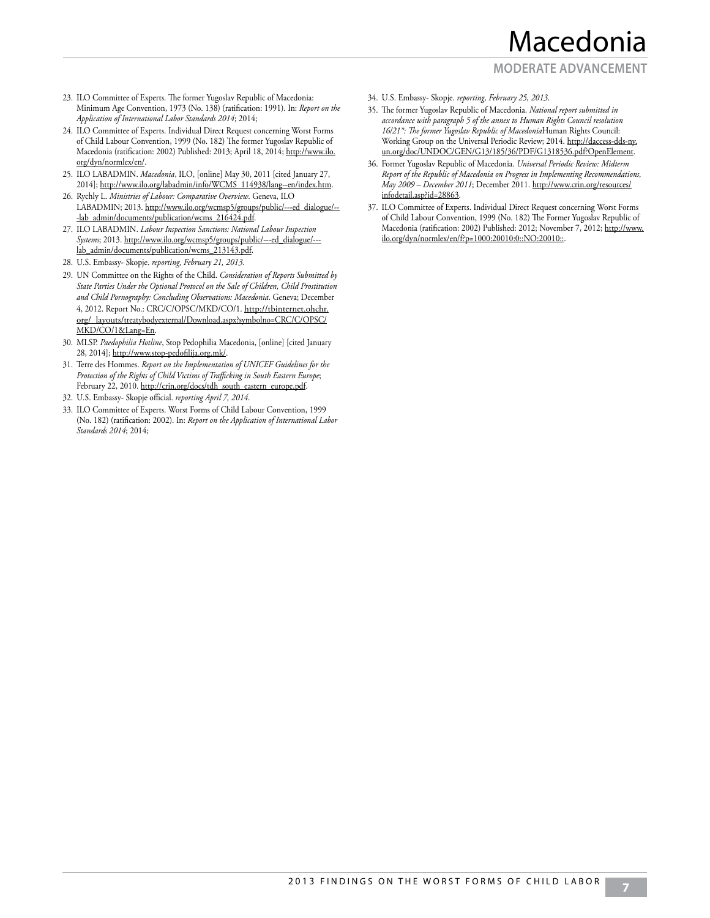23. ILO Committee of Experts. The former Yugoslav Republic of Macedonia: Minimum Age Convention, 1973 (No. 138) (ratification: 1991). In: *Report on the Application of International Labor Standards 2014*; 2014;
24. ILO Committee of Experts. Individual Direct Request concerning Worst Forms of Child Labour Convention, 1999 (No. 182) The former Yugoslav Republic of Macedonia (ratification: 2002) Published: 2013; April 18, 2014; http://www.ilo.org/dyn/normlex/en/.
25. ILO LABADMIN. *Macedonia*, ILO, [online] May 30, 2011 [cited January 27, 2014]; http://www.ilo.org/labadmin/info/WCMS_114938/lang--en/index.htm.
26. Rychly L. *Ministries of Labour: Comparative Overview*. Geneva, ILO LABADMIN; 2013. http://www.ilo.org/wcmsp5/groups/public/---ed_dialogue/---lab_admin/documents/publication/wcms_216424.pdf.
27. ILO LABADMIN. *Labour Inspection Sanctions: National Labour Inspection Systems*; 2013. http://www.ilo.org/wcmsp5/groups/public/---ed_dialogue/---lab_admin/documents/publication/wcms_213143.pdf.
28. U.S. Embassy- Skopje. *reporting, February 21, 2013*.
29. UN Committee on the Rights of the Child. *Consideration of Reports Submitted by State Parties Under the Optional Protocol on the Sale of Children, Child Prostitution and Child Pornography: Concluding Observations: Macedonia*. Geneva; December 4, 2012. Report No.: CRC/C/OPSC/MKD/CO/1. http://tbinternet.ohchr.org/_layouts/treatybodyexternal/Download.aspx?symbolno=CRC/C/OPSC/MKD/CO/1&Lang=En.
30. MLSP. *Paedophilia Hotline*, Stop Pedophilia Macedonia, [online] [cited January 28, 2014]; http://www.stop-pedofilija.org.mk/.
31. Terre des Hommes. *Report on the Implementation of UNICEF Guidelines for the Protection of the Rights of Child Victims of Trafficking in South Eastern Europe*; February 22, 2010. http://crin.org/docs/tdh_south_eastern_europe.pdf.
32. U.S. Embassy- Skopje official. *reporting April 7, 2014*.
33. ILO Committee of Experts. Worst Forms of Child Labour Convention, 1999 (No. 182) (ratification: 2002). In: *Report on the Application of International Labor Standards 2014*; 2014;
34. U.S. Embassy- Skopje. *reporting, February 25, 2013*.
35. The former Yugoslav Republic of Macedonia. *National report submitted in accordance with paragraph 5 of the annex to Human Rights Council resolution 16/21\*: The former Yugoslav Republic of Macedonia*Human Rights Council: Working Group on the Universal Periodic Review; 2014. http://daccess-dds-ny.un.org/doc/UNDOC/GEN/G13/185/36/PDF/G1318536.pdf?OpenElement.
36. Former Yugoslav Republic of Macedonia. *Universal Periodic Review: Midterm Report of the Republic of Macedonia on Progress in Implementing Recommendations, May 2009 – December 2011*; December 2011. http://www.crin.org/resources/infodetail.asp?id=28863.
37. ILO Committee of Experts. Individual Direct Request concerning Worst Forms of Child Labour Convention, 1999 (No. 182) The Former Yugoslav Republic of Macedonia (ratification: 2002) Published: 2012; November 7, 2012; http://www.ilo.org/dyn/normlex/en/f?p=1000:20010:0::NO:20010::.